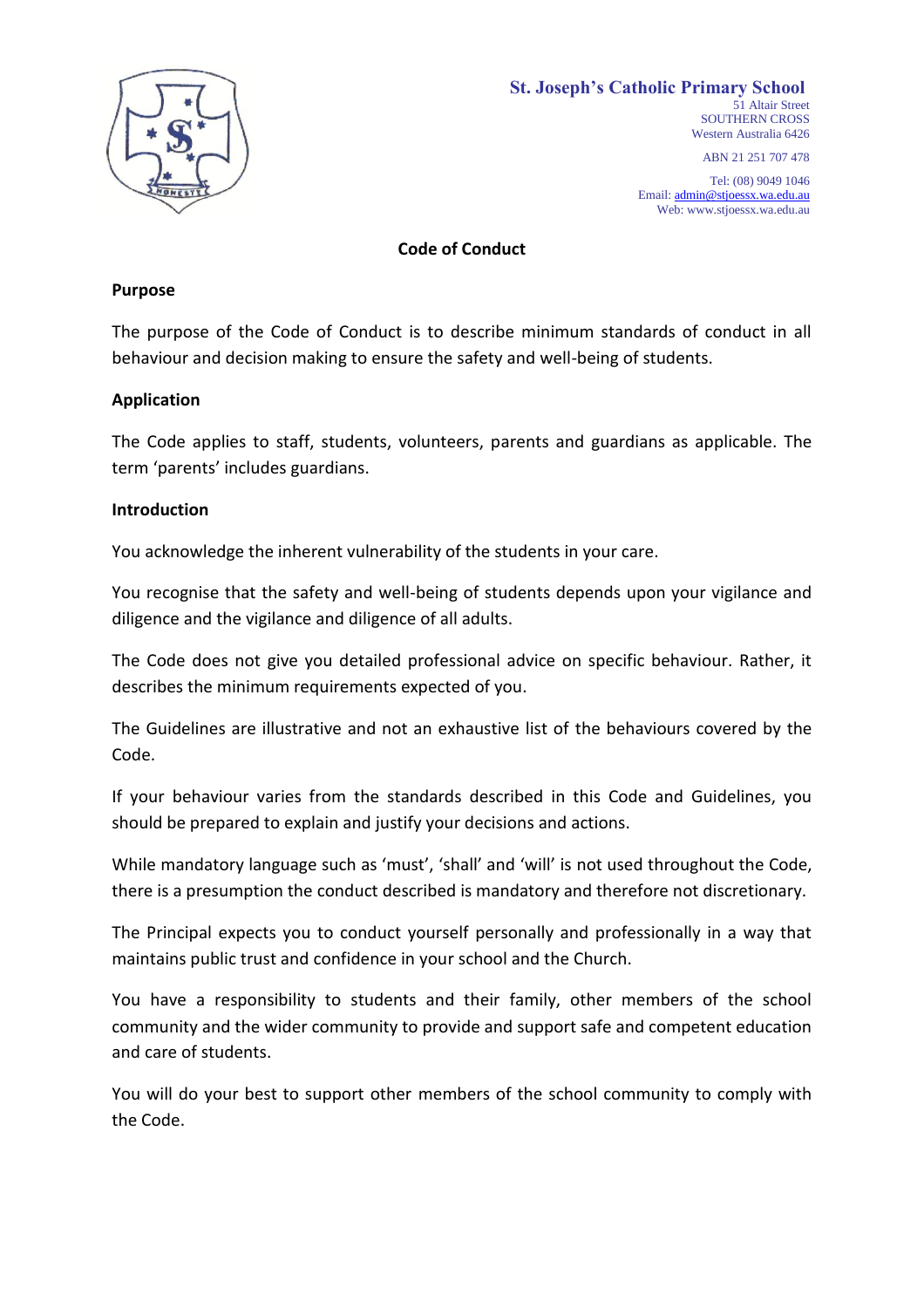**St. Joseph's Catholic Primary School**
51 Altair Street
SOUTHERN CROSS
Western Australia 6426

ABN 21 251 707 478

Tel: (08) 9049 1046
Email: admin@stjoessx.wa.edu.au
Web: www.stjoessx.wa.edu.au

# Code of Conduct

## Purpose

The purpose of the Code of Conduct is to describe minimum standards of conduct in all behaviour and decision making to ensure the safety and well-being of students.

## Application

The Code applies to staff, students, volunteers, parents and guardians as applicable. The term 'parents' includes guardians.

## Introduction

You acknowledge the inherent vulnerability of the students in your care.

You recognise that the safety and well-being of students depends upon your vigilance and diligence and the vigilance and diligence of all adults.

The Code does not give you detailed professional advice on specific behaviour. Rather, it describes the minimum requirements expected of you.

The Guidelines are illustrative and not an exhaustive list of the behaviours covered by the Code.

If your behaviour varies from the standards described in this Code and Guidelines, you should be prepared to explain and justify your decisions and actions.

While mandatory language such as 'must', 'shall' and 'will' is not used throughout the Code, there is a presumption the conduct described is mandatory and therefore not discretionary.

The Principal expects you to conduct yourself personally and professionally in a way that maintains public trust and confidence in your school and the Church.

You have a responsibility to students and their family, other members of the school community and the wider community to provide and support safe and competent education and care of students.

You will do your best to support other members of the school community to comply with the Code.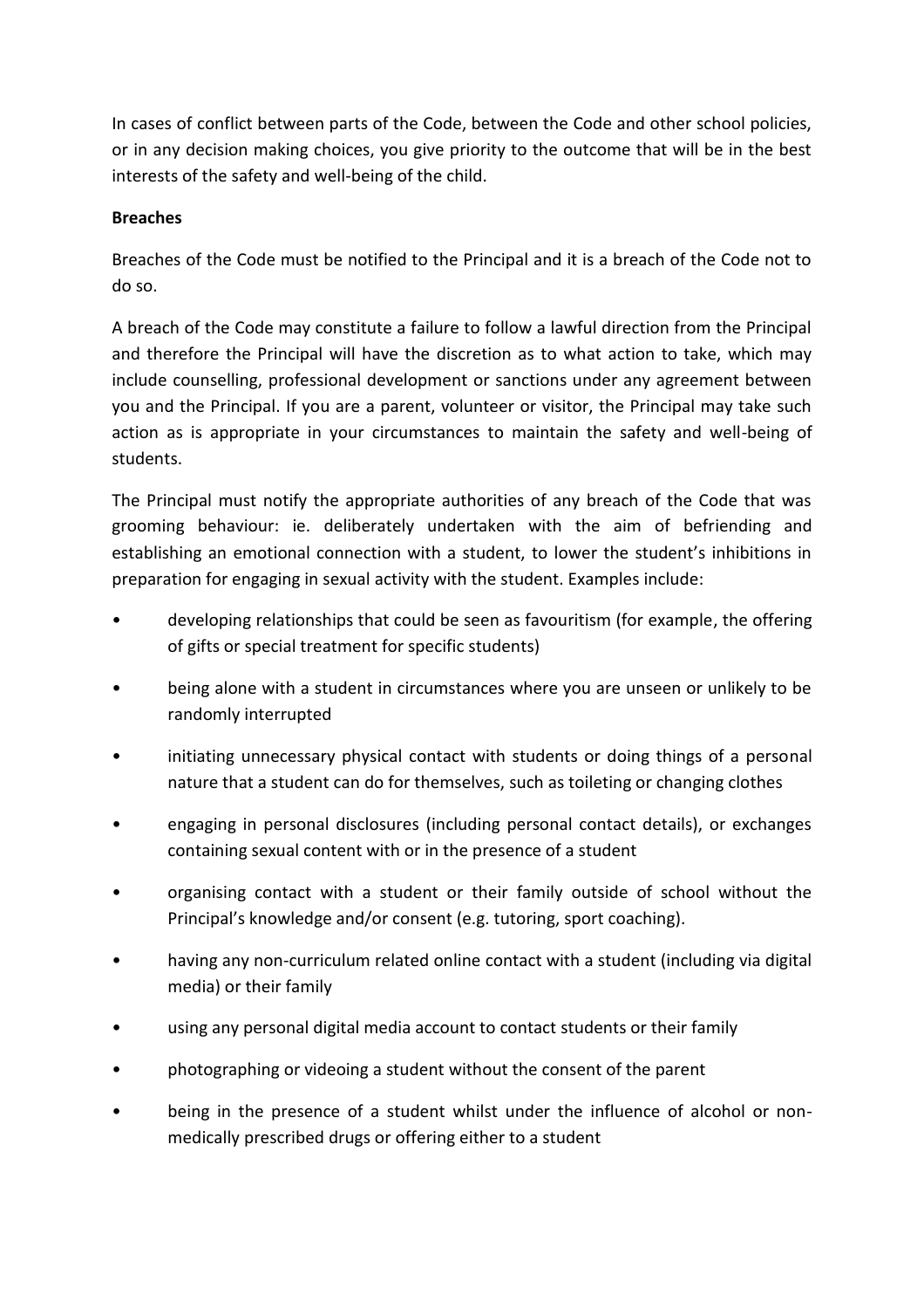In cases of conflict between parts of the Code, between the Code and other school policies, or in any decision making choices, you give priority to the outcome that will be in the best interests of the safety and well-being of the child.

**Breaches**

Breaches of the Code must be notified to the Principal and it is a breach of the Code not to do so.

A breach of the Code may constitute a failure to follow a lawful direction from the Principal and therefore the Principal will have the discretion as to what action to take, which may include counselling, professional development or sanctions under any agreement between you and the Principal. If you are a parent, volunteer or visitor, the Principal may take such action as is appropriate in your circumstances to maintain the safety and well-being of students.

The Principal must notify the appropriate authorities of any breach of the Code that was grooming behaviour: ie. deliberately undertaken with the aim of befriending and establishing an emotional connection with a student, to lower the student's inhibitions in preparation for engaging in sexual activity with the student. Examples include:

- developing relationships that could be seen as favouritism (for example, the offering of gifts or special treatment for specific students)
- being alone with a student in circumstances where you are unseen or unlikely to be randomly interrupted
- initiating unnecessary physical contact with students or doing things of a personal nature that a student can do for themselves, such as toileting or changing clothes
- engaging in personal disclosures (including personal contact details), or exchanges containing sexual content with or in the presence of a student
- organising contact with a student or their family outside of school without the Principal's knowledge and/or consent (e.g. tutoring, sport coaching).
- having any non-curriculum related online contact with a student (including via digital media) or their family
- using any personal digital media account to contact students or their family
- photographing or videoing a student without the consent of the parent
- being in the presence of a student whilst under the influence of alcohol or non-medically prescribed drugs or offering either to a student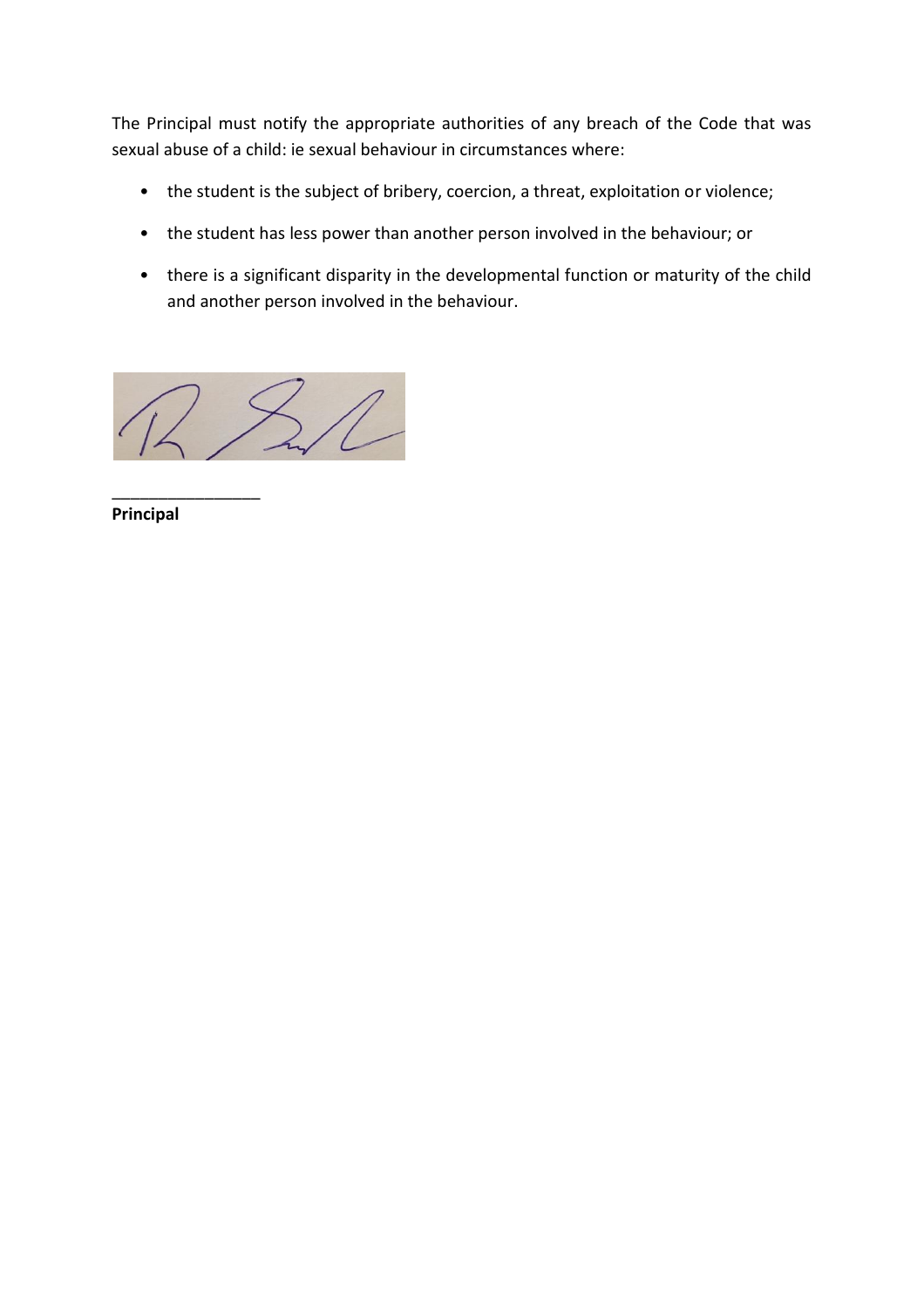The Principal must notify the appropriate authorities of any breach of the Code that was sexual abuse of a child: ie sexual behaviour in circumstances where:

- the student is the subject of bribery, coercion, a threat, exploitation or violence;
- the student has less power than another person involved in the behaviour; or
- there is a significant disparity in the developmental function or maturity of the child and another person involved in the behaviour.

________________

**Principal**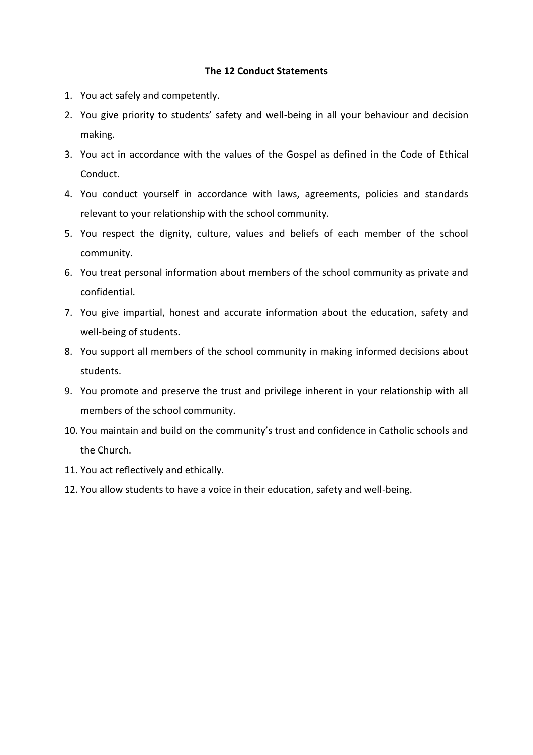## The 12 Conduct Statements

1. You act safely and competently.
2. You give priority to students' safety and well-being in all your behaviour and decision making.
3. You act in accordance with the values of the Gospel as defined in the Code of Ethical Conduct.
4. You conduct yourself in accordance with laws, agreements, policies and standards relevant to your relationship with the school community.
5. You respect the dignity, culture, values and beliefs of each member of the school community.
6. You treat personal information about members of the school community as private and confidential.
7. You give impartial, honest and accurate information about the education, safety and well-being of students.
8. You support all members of the school community in making informed decisions about students.
9. You promote and preserve the trust and privilege inherent in your relationship with all members of the school community.
10. You maintain and build on the community's trust and confidence in Catholic schools and the Church.
11. You act reflectively and ethically.
12. You allow students to have a voice in their education, safety and well-being.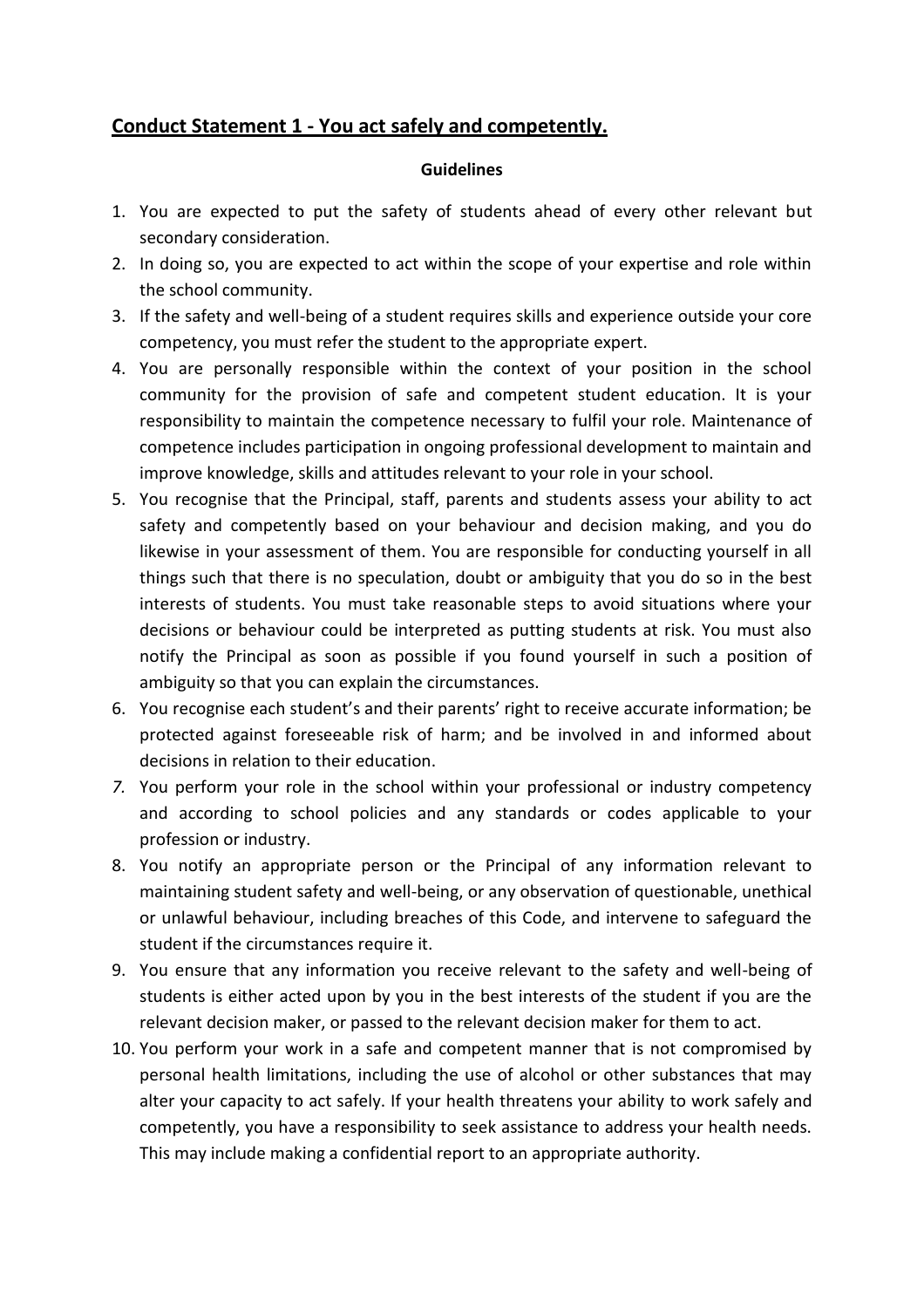## **Conduct Statement 1 - You act safely and competently.**

**Guidelines**

1. You are expected to put the safety of students ahead of every other relevant but secondary consideration.
2. In doing so, you are expected to act within the scope of your expertise and role within the school community.
3. If the safety and well-being of a student requires skills and experience outside your core competency, you must refer the student to the appropriate expert.
4. You are personally responsible within the context of your position in the school community for the provision of safe and competent student education. It is your responsibility to maintain the competence necessary to fulfil your role. Maintenance of competence includes participation in ongoing professional development to maintain and improve knowledge, skills and attitudes relevant to your role in your school.
5. You recognise that the Principal, staff, parents and students assess your ability to act safety and competently based on your behaviour and decision making, and you do likewise in your assessment of them. You are responsible for conducting yourself in all things such that there is no speculation, doubt or ambiguity that you do so in the best interests of students. You must take reasonable steps to avoid situations where your decisions or behaviour could be interpreted as putting students at risk. You must also notify the Principal as soon as possible if you found yourself in such a position of ambiguity so that you can explain the circumstances.
6. You recognise each student's and their parents' right to receive accurate information; be protected against foreseeable risk of harm; and be involved in and informed about decisions in relation to their education.
7. You perform your role in the school within your professional or industry competency and according to school policies and any standards or codes applicable to your profession or industry.
8. You notify an appropriate person or the Principal of any information relevant to maintaining student safety and well-being, or any observation of questionable, unethical or unlawful behaviour, including breaches of this Code, and intervene to safeguard the student if the circumstances require it.
9. You ensure that any information you receive relevant to the safety and well-being of students is either acted upon by you in the best interests of the student if you are the relevant decision maker, or passed to the relevant decision maker for them to act.
10. You perform your work in a safe and competent manner that is not compromised by personal health limitations, including the use of alcohol or other substances that may alter your capacity to act safely. If your health threatens your ability to work safely and competently, you have a responsibility to seek assistance to address your health needs. This may include making a confidential report to an appropriate authority.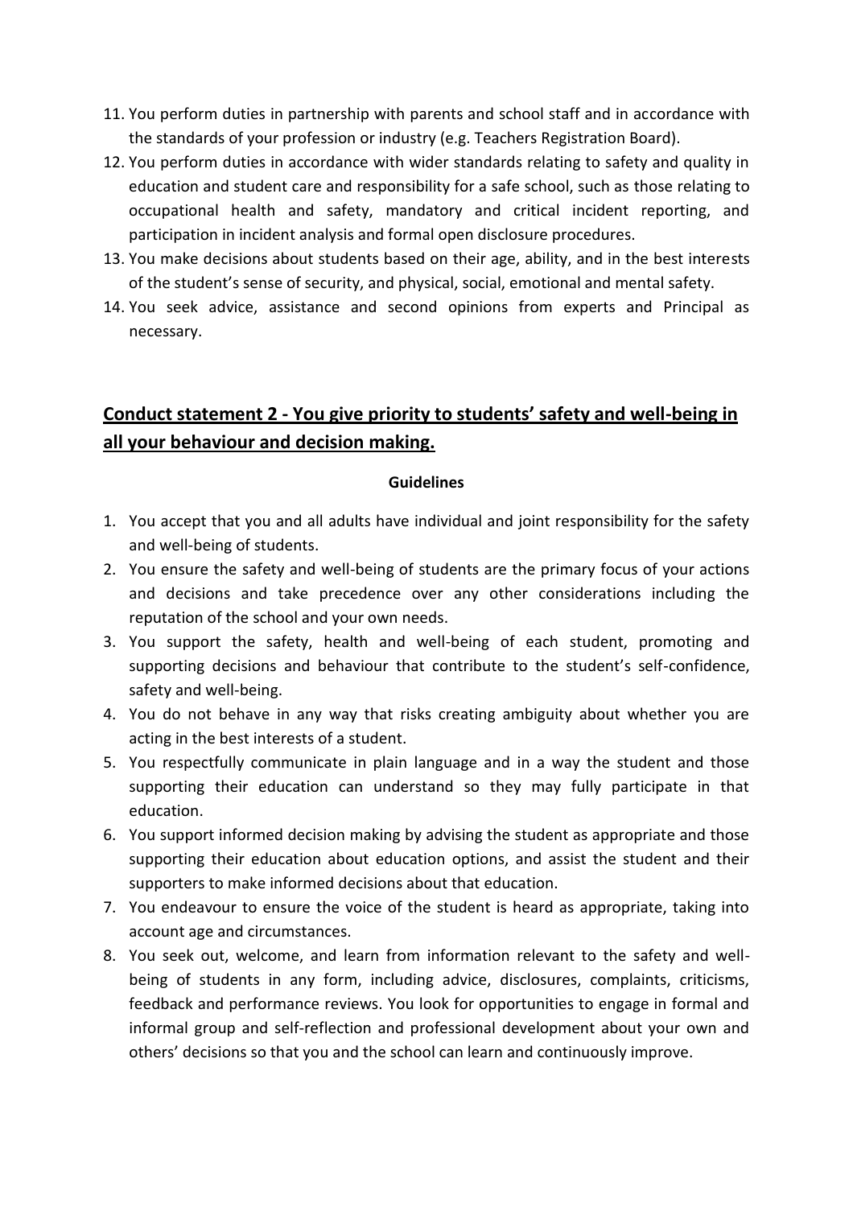11. You perform duties in partnership with parents and school staff and in accordance with the standards of your profession or industry (e.g. Teachers Registration Board).
12. You perform duties in accordance with wider standards relating to safety and quality in education and student care and responsibility for a safe school, such as those relating to occupational health and safety, mandatory and critical incident reporting, and participation in incident analysis and formal open disclosure procedures.
13. You make decisions about students based on their age, ability, and in the best interests of the student's sense of security, and physical, social, emotional and mental safety.
14. You seek advice, assistance and second opinions from experts and Principal as necessary.

## Conduct statement 2 - You give priority to students' safety and well-being in all your behaviour and decision making.

**Guidelines**

1. You accept that you and all adults have individual and joint responsibility for the safety and well-being of students.
2. You ensure the safety and well-being of students are the primary focus of your actions and decisions and take precedence over any other considerations including the reputation of the school and your own needs.
3. You support the safety, health and well-being of each student, promoting and supporting decisions and behaviour that contribute to the student's self-confidence, safety and well-being.
4. You do not behave in any way that risks creating ambiguity about whether you are acting in the best interests of a student.
5. You respectfully communicate in plain language and in a way the student and those supporting their education can understand so they may fully participate in that education.
6. You support informed decision making by advising the student as appropriate and those supporting their education about education options, and assist the student and their supporters to make informed decisions about that education.
7. You endeavour to ensure the voice of the student is heard as appropriate, taking into account age and circumstances.
8. You seek out, welcome, and learn from information relevant to the safety and well-being of students in any form, including advice, disclosures, complaints, criticisms, feedback and performance reviews. You look for opportunities to engage in formal and informal group and self-reflection and professional development about your own and others' decisions so that you and the school can learn and continuously improve.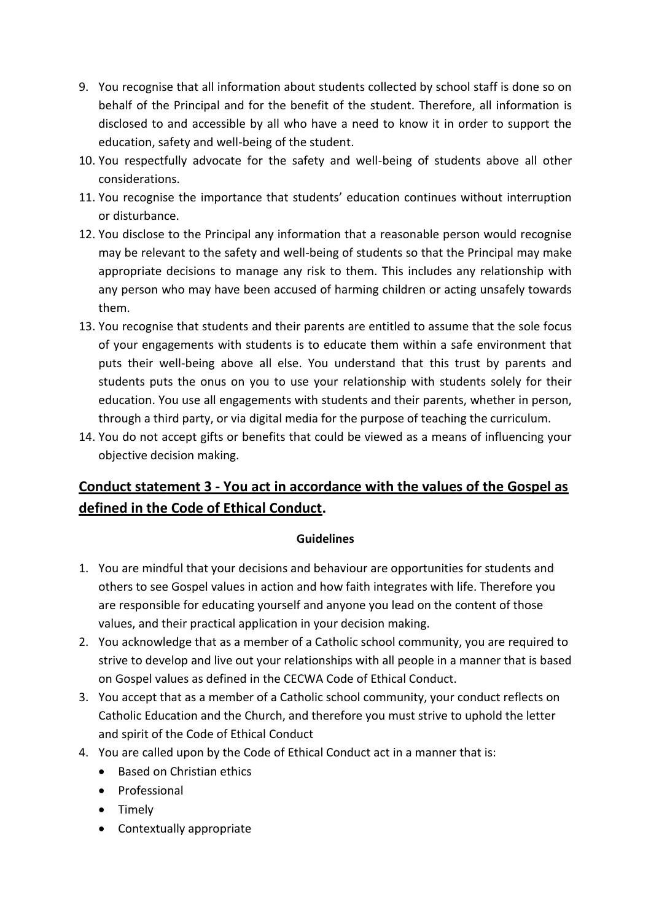9. You recognise that all information about students collected by school staff is done so on behalf of the Principal and for the benefit of the student. Therefore, all information is disclosed to and accessible by all who have a need to know it in order to support the education, safety and well-being of the student.
10. You respectfully advocate for the safety and well-being of students above all other considerations.
11. You recognise the importance that students' education continues without interruption or disturbance.
12. You disclose to the Principal any information that a reasonable person would recognise may be relevant to the safety and well-being of students so that the Principal may make appropriate decisions to manage any risk to them. This includes any relationship with any person who may have been accused of harming children or acting unsafely towards them.
13. You recognise that students and their parents are entitled to assume that the sole focus of your engagements with students is to educate them within a safe environment that puts their well-being above all else. You understand that this trust by parents and students puts the onus on you to use your relationship with students solely for their education. You use all engagements with students and their parents, whether in person, through a third party, or via digital media for the purpose of teaching the curriculum.
14. You do not accept gifts or benefits that could be viewed as a means of influencing your objective decision making.

## Conduct statement 3 - You act in accordance with the values of the Gospel as defined in the Code of Ethical Conduct.

**Guidelines**

1. You are mindful that your decisions and behaviour are opportunities for students and others to see Gospel values in action and how faith integrates with life. Therefore you are responsible for educating yourself and anyone you lead on the content of those values, and their practical application in your decision making.
2. You acknowledge that as a member of a Catholic school community, you are required to strive to develop and live out your relationships with all people in a manner that is based on Gospel values as defined in the CECWA Code of Ethical Conduct.
3. You accept that as a member of a Catholic school community, your conduct reflects on Catholic Education and the Church, and therefore you must strive to uphold the letter and spirit of the Code of Ethical Conduct
4. You are called upon by the Code of Ethical Conduct act in a manner that is:
   - Based on Christian ethics
   - Professional
   - Timely
   - Contextually appropriate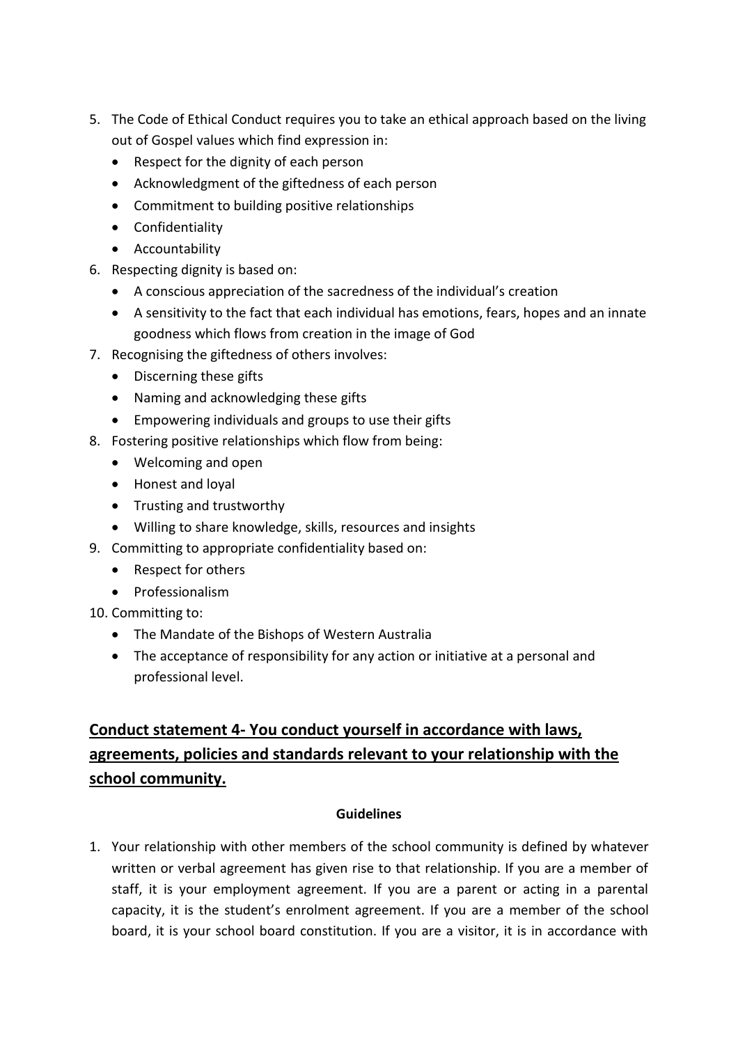5. The Code of Ethical Conduct requires you to take an ethical approach based on the living out of Gospel values which find expression in:
   - Respect for the dignity of each person
   - Acknowledgment of the giftedness of each person
   - Commitment to building positive relationships
   - Confidentiality
   - Accountability
6. Respecting dignity is based on:
   - A conscious appreciation of the sacredness of the individual's creation
   - A sensitivity to the fact that each individual has emotions, fears, hopes and an innate goodness which flows from creation in the image of God
7. Recognising the giftedness of others involves:
   - Discerning these gifts
   - Naming and acknowledging these gifts
   - Empowering individuals and groups to use their gifts
8. Fostering positive relationships which flow from being:
   - Welcoming and open
   - Honest and loyal
   - Trusting and trustworthy
   - Willing to share knowledge, skills, resources and insights
9. Committing to appropriate confidentiality based on:
   - Respect for others
   - Professionalism
10. Committing to:
    - The Mandate of the Bishops of Western Australia
    - The acceptance of responsibility for any action or initiative at a personal and professional level.

## Conduct statement 4- You conduct yourself in accordance with laws, agreements, policies and standards relevant to your relationship with the school community.

**Guidelines**

1. Your relationship with other members of the school community is defined by whatever written or verbal agreement has given rise to that relationship. If you are a member of staff, it is your employment agreement. If you are a parent or acting in a parental capacity, it is the student's enrolment agreement. If you are a member of the school board, it is your school board constitution. If you are a visitor, it is in accordance with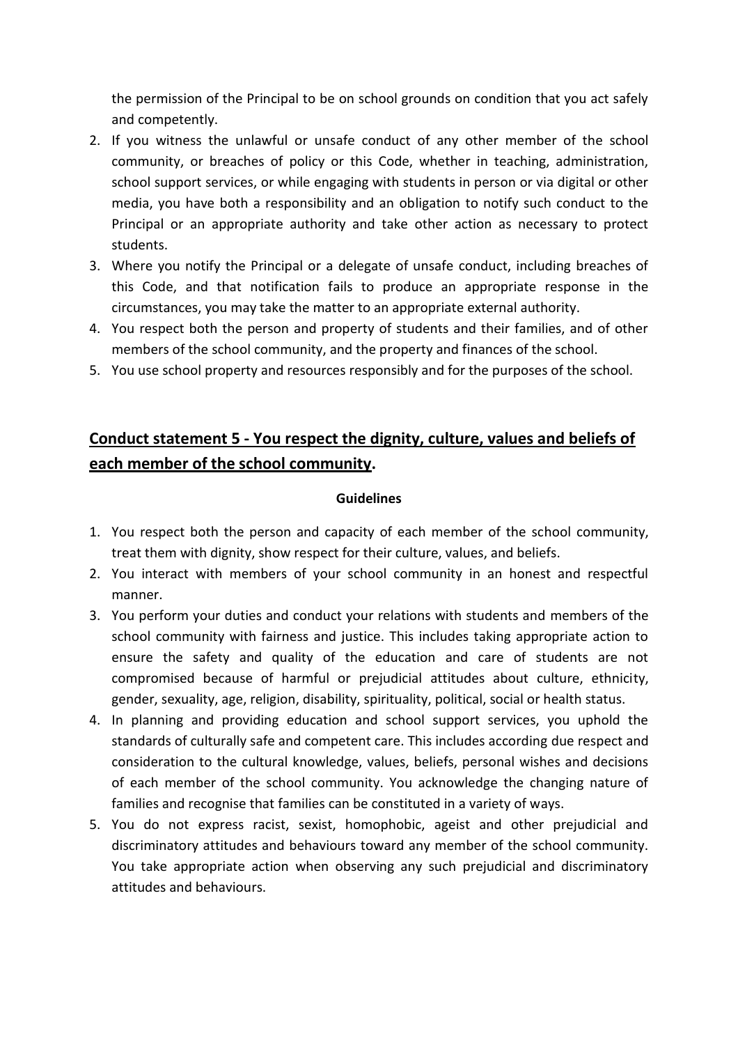the permission of the Principal to be on school grounds on condition that you act safely and competently.

2. If you witness the unlawful or unsafe conduct of any other member of the school community, or breaches of policy or this Code, whether in teaching, administration, school support services, or while engaging with students in person or via digital or other media, you have both a responsibility and an obligation to notify such conduct to the Principal or an appropriate authority and take other action as necessary to protect students.
3. Where you notify the Principal or a delegate of unsafe conduct, including breaches of this Code, and that notification fails to produce an appropriate response in the circumstances, you may take the matter to an appropriate external authority.
4. You respect both the person and property of students and their families, and of other members of the school community, and the property and finances of the school.
5. You use school property and resources responsibly and for the purposes of the school.

## Conduct statement 5 - You respect the dignity, culture, values and beliefs of each member of the school community.

**Guidelines**

1. You respect both the person and capacity of each member of the school community, treat them with dignity, show respect for their culture, values, and beliefs.
2. You interact with members of your school community in an honest and respectful manner.
3. You perform your duties and conduct your relations with students and members of the school community with fairness and justice. This includes taking appropriate action to ensure the safety and quality of the education and care of students are not compromised because of harmful or prejudicial attitudes about culture, ethnicity, gender, sexuality, age, religion, disability, spirituality, political, social or health status.
4. In planning and providing education and school support services, you uphold the standards of culturally safe and competent care. This includes according due respect and consideration to the cultural knowledge, values, beliefs, personal wishes and decisions of each member of the school community. You acknowledge the changing nature of families and recognise that families can be constituted in a variety of ways.
5. You do not express racist, sexist, homophobic, ageist and other prejudicial and discriminatory attitudes and behaviours toward any member of the school community. You take appropriate action when observing any such prejudicial and discriminatory attitudes and behaviours.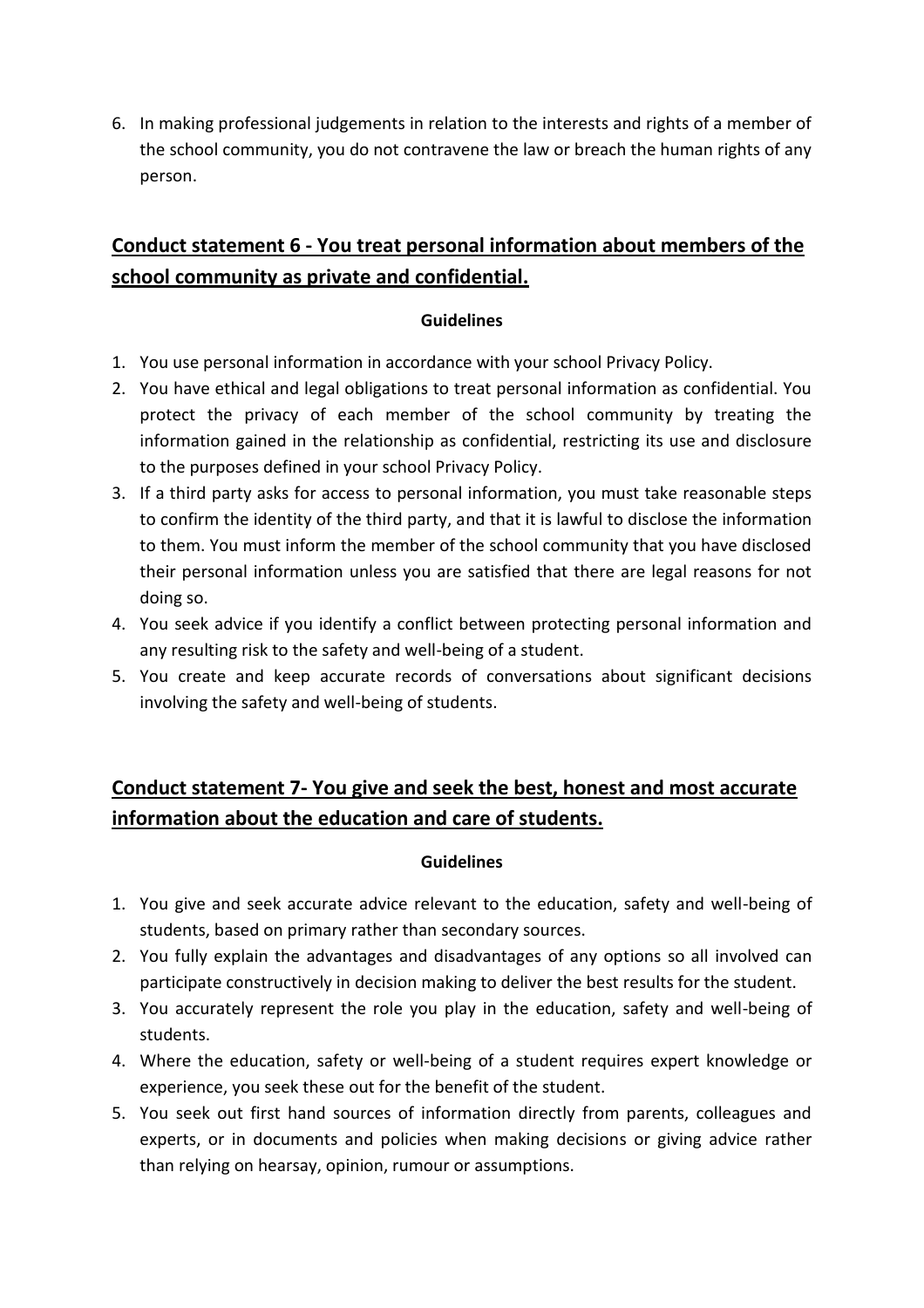6. In making professional judgements in relation to the interests and rights of a member of the school community, you do not contravene the law or breach the human rights of any person.

## Conduct statement 6 - You treat personal information about members of the school community as private and confidential.

**Guidelines**

1. You use personal information in accordance with your school Privacy Policy.
2. You have ethical and legal obligations to treat personal information as confidential. You protect the privacy of each member of the school community by treating the information gained in the relationship as confidential, restricting its use and disclosure to the purposes defined in your school Privacy Policy.
3. If a third party asks for access to personal information, you must take reasonable steps to confirm the identity of the third party, and that it is lawful to disclose the information to them. You must inform the member of the school community that you have disclosed their personal information unless you are satisfied that there are legal reasons for not doing so.
4. You seek advice if you identify a conflict between protecting personal information and any resulting risk to the safety and well-being of a student.
5. You create and keep accurate records of conversations about significant decisions involving the safety and well-being of students.

## Conduct statement 7- You give and seek the best, honest and most accurate information about the education and care of students.

**Guidelines**

1. You give and seek accurate advice relevant to the education, safety and well-being of students, based on primary rather than secondary sources.
2. You fully explain the advantages and disadvantages of any options so all involved can participate constructively in decision making to deliver the best results for the student.
3. You accurately represent the role you play in the education, safety and well-being of students.
4. Where the education, safety or well-being of a student requires expert knowledge or experience, you seek these out for the benefit of the student.
5. You seek out first hand sources of information directly from parents, colleagues and experts, or in documents and policies when making decisions or giving advice rather than relying on hearsay, opinion, rumour or assumptions.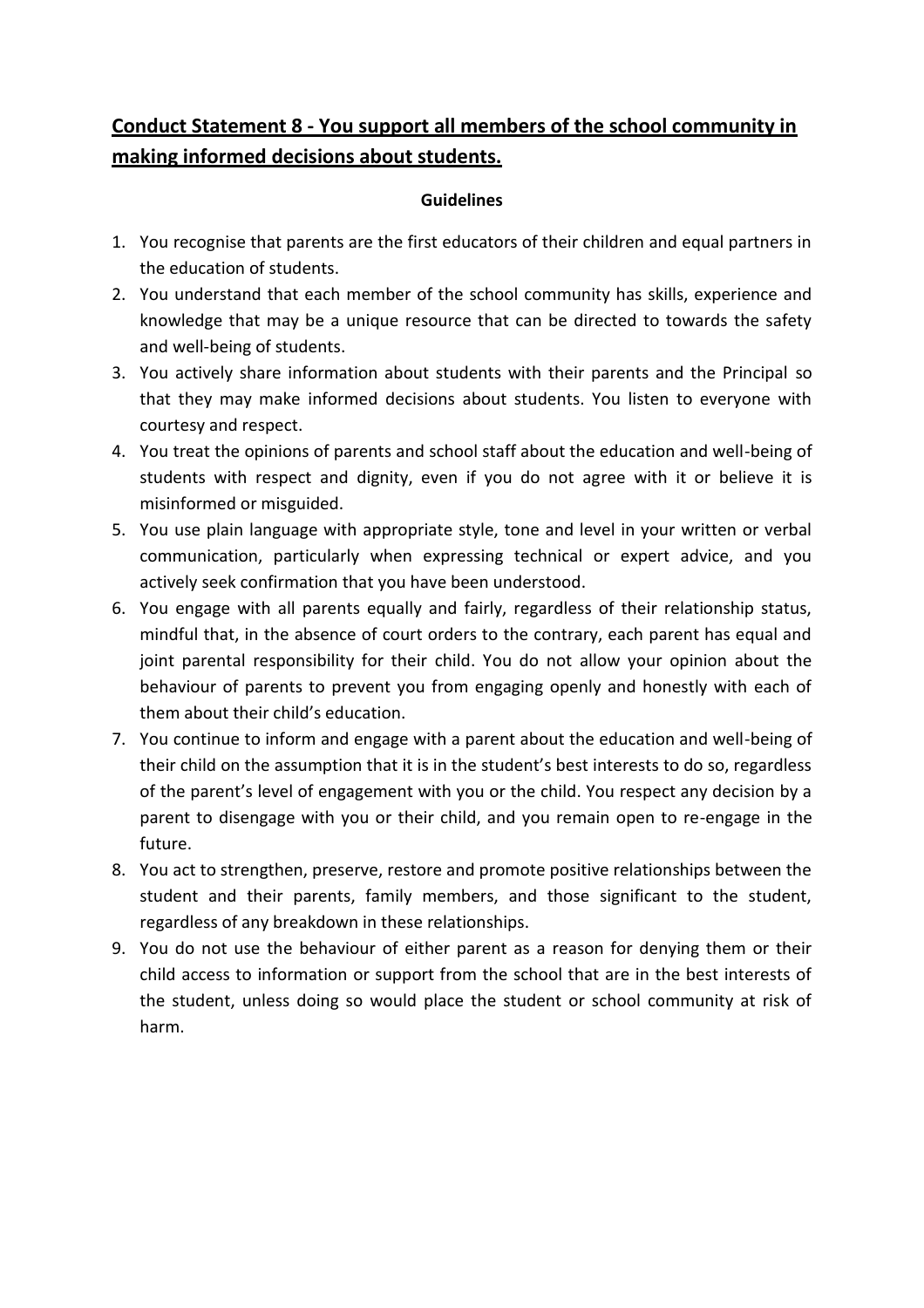## Conduct Statement 8 - You support all members of the school community in making informed decisions about students.

**Guidelines**

1. You recognise that parents are the first educators of their children and equal partners in the education of students.
2. You understand that each member of the school community has skills, experience and knowledge that may be a unique resource that can be directed to towards the safety and well-being of students.
3. You actively share information about students with their parents and the Principal so that they may make informed decisions about students. You listen to everyone with courtesy and respect.
4. You treat the opinions of parents and school staff about the education and well-being of students with respect and dignity, even if you do not agree with it or believe it is misinformed or misguided.
5. You use plain language with appropriate style, tone and level in your written or verbal communication, particularly when expressing technical or expert advice, and you actively seek confirmation that you have been understood.
6. You engage with all parents equally and fairly, regardless of their relationship status, mindful that, in the absence of court orders to the contrary, each parent has equal and joint parental responsibility for their child. You do not allow your opinion about the behaviour of parents to prevent you from engaging openly and honestly with each of them about their child's education.
7. You continue to inform and engage with a parent about the education and well-being of their child on the assumption that it is in the student's best interests to do so, regardless of the parent's level of engagement with you or the child. You respect any decision by a parent to disengage with you or their child, and you remain open to re-engage in the future.
8. You act to strengthen, preserve, restore and promote positive relationships between the student and their parents, family members, and those significant to the student, regardless of any breakdown in these relationships.
9. You do not use the behaviour of either parent as a reason for denying them or their child access to information or support from the school that are in the best interests of the student, unless doing so would place the student or school community at risk of harm.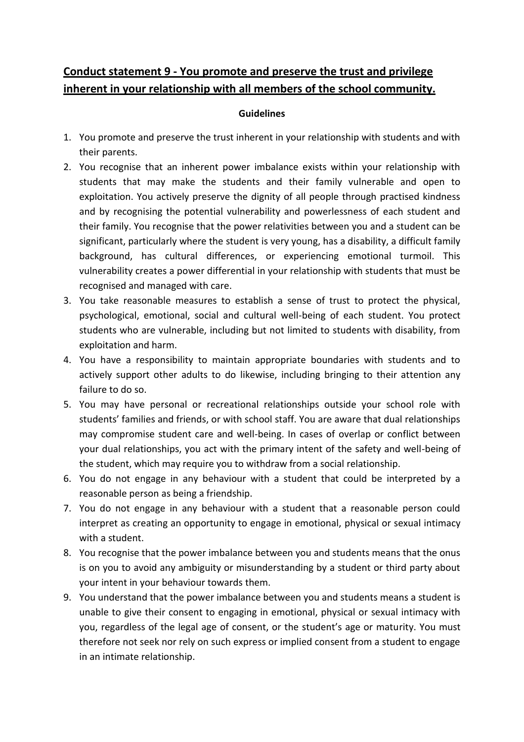## <u>**Conduct statement 9 - You promote and preserve the trust and privilege inherent in your relationship with all members of the school community.**</u>

**Guidelines**

1. You promote and preserve the trust inherent in your relationship with students and with their parents.
2. You recognise that an inherent power imbalance exists within your relationship with students that may make the students and their family vulnerable and open to exploitation. You actively preserve the dignity of all people through practised kindness and by recognising the potential vulnerability and powerlessness of each student and their family. You recognise that the power relativities between you and a student can be significant, particularly where the student is very young, has a disability, a difficult family background, has cultural differences, or experiencing emotional turmoil. This vulnerability creates a power differential in your relationship with students that must be recognised and managed with care.
3. You take reasonable measures to establish a sense of trust to protect the physical, psychological, emotional, social and cultural well-being of each student. You protect students who are vulnerable, including but not limited to students with disability, from exploitation and harm.
4. You have a responsibility to maintain appropriate boundaries with students and to actively support other adults to do likewise, including bringing to their attention any failure to do so.
5. You may have personal or recreational relationships outside your school role with students' families and friends, or with school staff. You are aware that dual relationships may compromise student care and well-being. In cases of overlap or conflict between your dual relationships, you act with the primary intent of the safety and well-being of the student, which may require you to withdraw from a social relationship.
6. You do not engage in any behaviour with a student that could be interpreted by a reasonable person as being a friendship.
7. You do not engage in any behaviour with a student that a reasonable person could interpret as creating an opportunity to engage in emotional, physical or sexual intimacy with a student.
8. You recognise that the power imbalance between you and students means that the onus is on you to avoid any ambiguity or misunderstanding by a student or third party about your intent in your behaviour towards them.
9. You understand that the power imbalance between you and students means a student is unable to give their consent to engaging in emotional, physical or sexual intimacy with you, regardless of the legal age of consent, or the student's age or maturity. You must therefore not seek nor rely on such express or implied consent from a student to engage in an intimate relationship.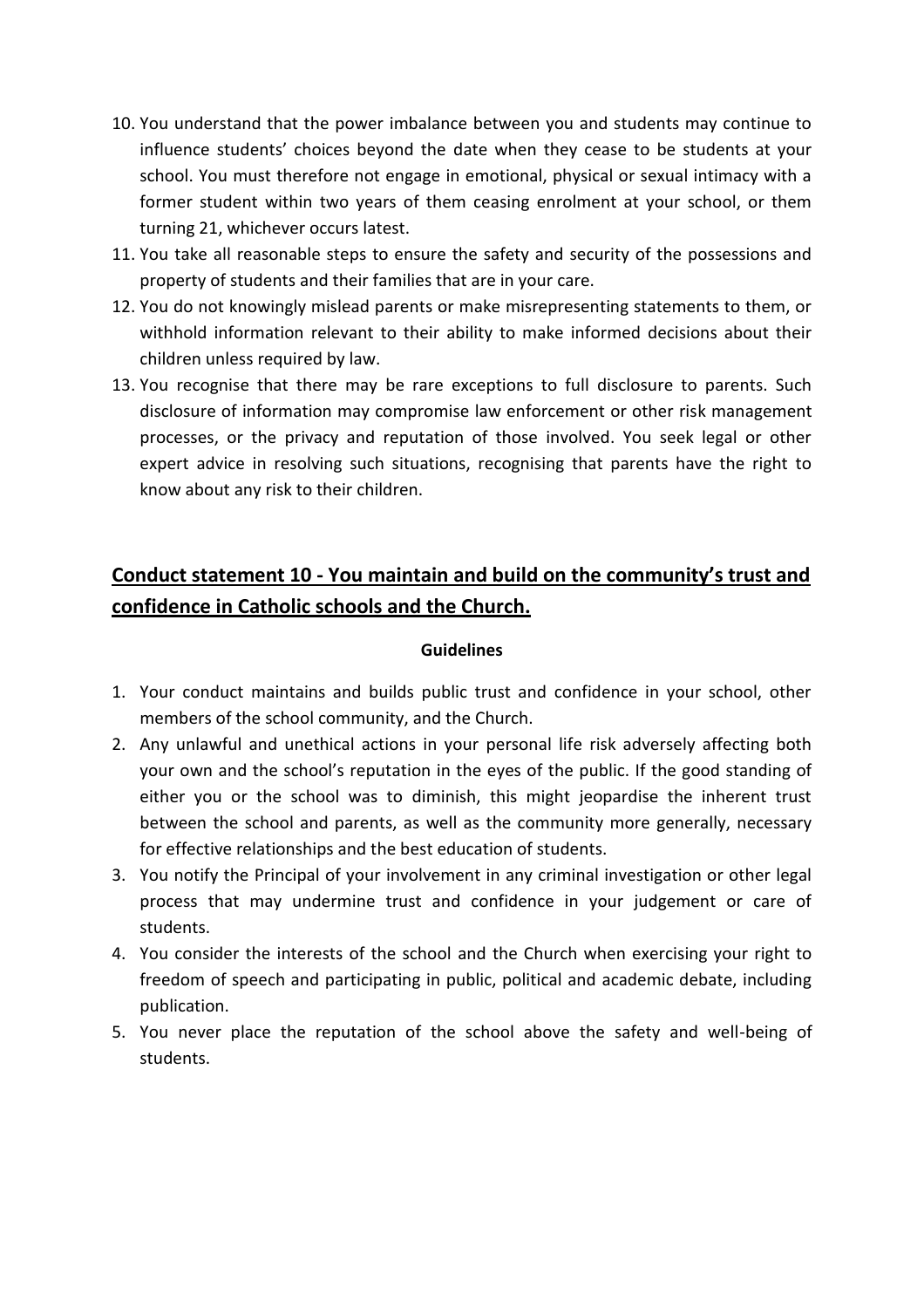10. You understand that the power imbalance between you and students may continue to influence students' choices beyond the date when they cease to be students at your school. You must therefore not engage in emotional, physical or sexual intimacy with a former student within two years of them ceasing enrolment at your school, or them turning 21, whichever occurs latest.
11. You take all reasonable steps to ensure the safety and security of the possessions and property of students and their families that are in your care.
12. You do not knowingly mislead parents or make misrepresenting statements to them, or withhold information relevant to their ability to make informed decisions about their children unless required by law.
13. You recognise that there may be rare exceptions to full disclosure to parents. Such disclosure of information may compromise law enforcement or other risk management processes, or the privacy and reputation of those involved. You seek legal or other expert advice in resolving such situations, recognising that parents have the right to know about any risk to their children.

## Conduct statement 10 - You maintain and build on the community's trust and confidence in Catholic schools and the Church.

**Guidelines**

1. Your conduct maintains and builds public trust and confidence in your school, other members of the school community, and the Church.
2. Any unlawful and unethical actions in your personal life risk adversely affecting both your own and the school's reputation in the eyes of the public. If the good standing of either you or the school was to diminish, this might jeopardise the inherent trust between the school and parents, as well as the community more generally, necessary for effective relationships and the best education of students.
3. You notify the Principal of your involvement in any criminal investigation or other legal process that may undermine trust and confidence in your judgement or care of students.
4. You consider the interests of the school and the Church when exercising your right to freedom of speech and participating in public, political and academic debate, including publication.
5. You never place the reputation of the school above the safety and well-being of students.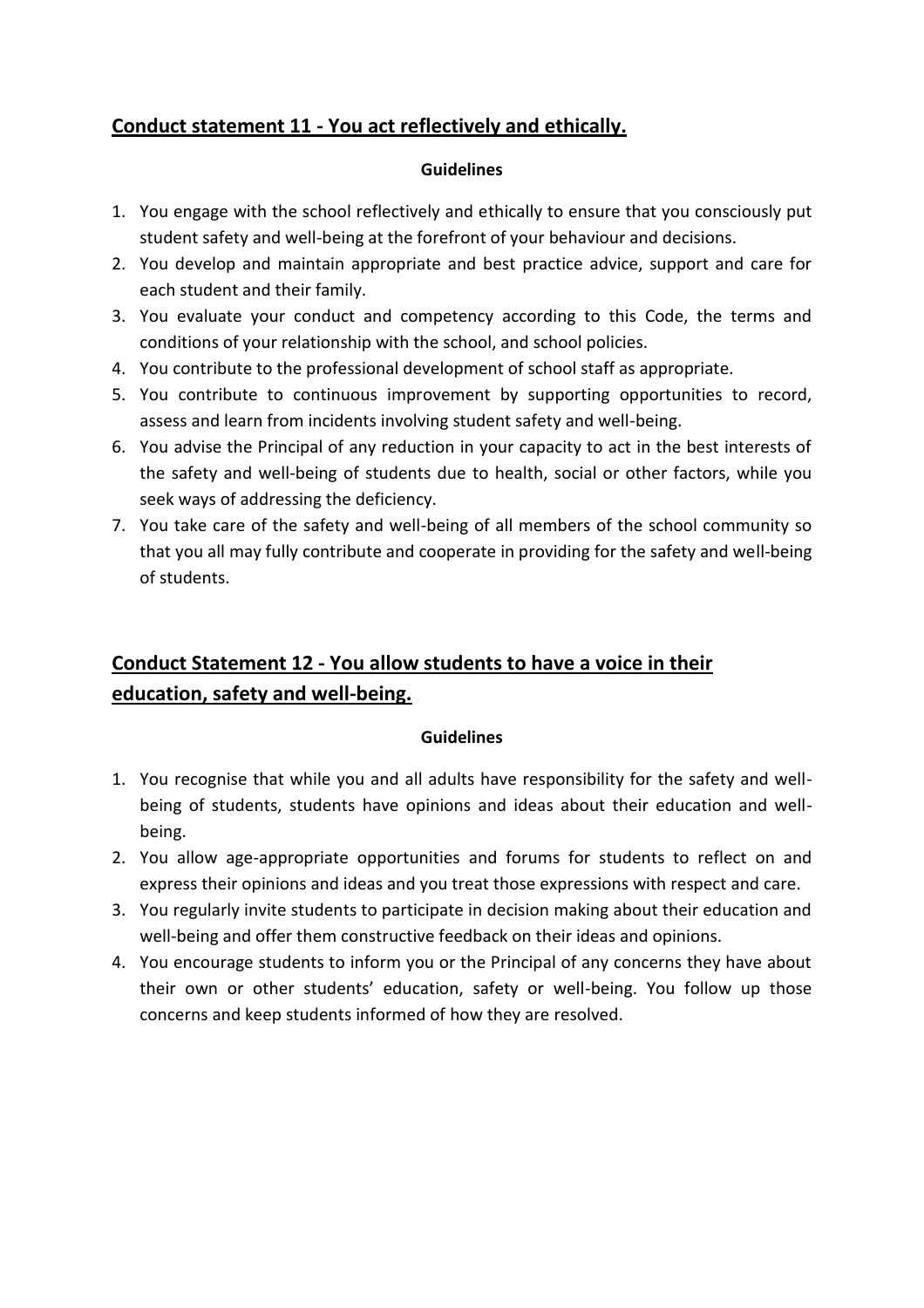## Conduct statement 11 - You act reflectively and ethically.

**Guidelines**

1. You engage with the school reflectively and ethically to ensure that you consciously put student safety and well-being at the forefront of your behaviour and decisions.
2. You develop and maintain appropriate and best practice advice, support and care for each student and their family.
3. You evaluate your conduct and competency according to this Code, the terms and conditions of your relationship with the school, and school policies.
4. You contribute to the professional development of school staff as appropriate.
5. You contribute to continuous improvement by supporting opportunities to record, assess and learn from incidents involving student safety and well-being.
6. You advise the Principal of any reduction in your capacity to act in the best interests of the safety and well-being of students due to health, social or other factors, while you seek ways of addressing the deficiency.
7. You take care of the safety and well-being of all members of the school community so that you all may fully contribute and cooperate in providing for the safety and well-being of students.

## Conduct Statement 12 - You allow students to have a voice in their education, safety and well-being.

**Guidelines**

1. You recognise that while you and all adults have responsibility for the safety and well-being of students, students have opinions and ideas about their education and well-being.
2. You allow age-appropriate opportunities and forums for students to reflect on and express their opinions and ideas and you treat those expressions with respect and care.
3. You regularly invite students to participate in decision making about their education and well-being and offer them constructive feedback on their ideas and opinions.
4. You encourage students to inform you or the Principal of any concerns they have about their own or other students' education, safety or well-being. You follow up those concerns and keep students informed of how they are resolved.